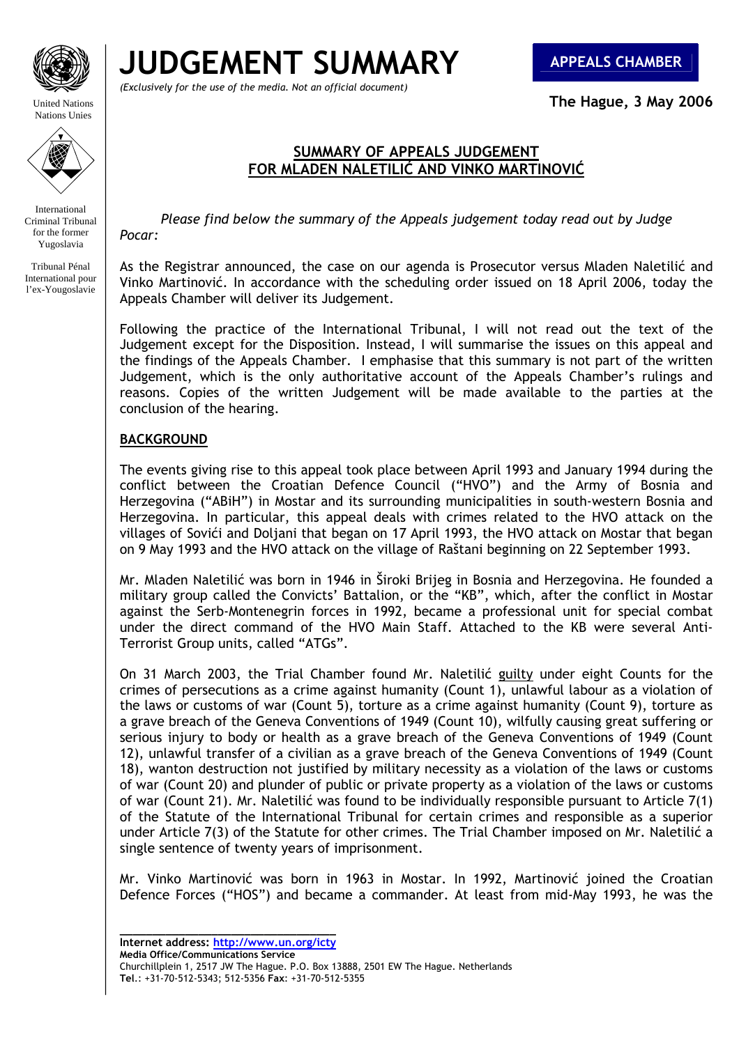United Nations
Nations Unies

International Criminal Tribunal for the former Yugoslavia

Tribunal Pénal International pour l'ex-Yougoslavie

# JUDGEMENT SUMMARY

*(Exclusively for the use of the media. Not an official document)*

**APPEALS CHAMBER**

**The Hague, 3 May 2006**

## SUMMARY OF APPEALS JUDGEMENT FOR MLADEN NALETILIĆ AND VINKO MARTINOVIĆ

*Please find below the summary of the Appeals judgement today read out by Judge Pocar:*

As the Registrar announced, the case on our agenda is Prosecutor versus Mladen Naletilić and Vinko Martinović. In accordance with the scheduling order issued on 18 April 2006, today the Appeals Chamber will deliver its Judgement.

Following the practice of the International Tribunal, I will not read out the text of the Judgement except for the Disposition. Instead, I will summarise the issues on this appeal and the findings of the Appeals Chamber. I emphasise that this summary is not part of the written Judgement, which is the only authoritative account of the Appeals Chamber's rulings and reasons. Copies of the written Judgement will be made available to the parties at the conclusion of the hearing.

### BACKGROUND

The events giving rise to this appeal took place between April 1993 and January 1994 during the conflict between the Croatian Defence Council ("HVO") and the Army of Bosnia and Herzegovina ("ABiH") in Mostar and its surrounding municipalities in south-western Bosnia and Herzegovina. In particular, this appeal deals with crimes related to the HVO attack on the villages of Sovići and Doljani that began on 17 April 1993, the HVO attack on Mostar that began on 9 May 1993 and the HVO attack on the village of Raštani beginning on 22 September 1993.

Mr. Mladen Naletilić was born in 1946 in Široki Brijeg in Bosnia and Herzegovina. He founded a military group called the Convicts' Battalion, or the "KB", which, after the conflict in Mostar against the Serb-Montenegrin forces in 1992, became a professional unit for special combat under the direct command of the HVO Main Staff. Attached to the KB were several Anti-Terrorist Group units, called "ATGs".

On 31 March 2003, the Trial Chamber found Mr. Naletilić guilty under eight Counts for the crimes of persecutions as a crime against humanity (Count 1), unlawful labour as a violation of the laws or customs of war (Count 5), torture as a crime against humanity (Count 9), torture as a grave breach of the Geneva Conventions of 1949 (Count 10), wilfully causing great suffering or serious injury to body or health as a grave breach of the Geneva Conventions of 1949 (Count 12), unlawful transfer of a civilian as a grave breach of the Geneva Conventions of 1949 (Count 18), wanton destruction not justified by military necessity as a violation of the laws or customs of war (Count 20) and plunder of public or private property as a violation of the laws or customs of war (Count 21). Mr. Naletilić was found to be individually responsible pursuant to Article 7(1) of the Statute of the International Tribunal for certain crimes and responsible as a superior under Article 7(3) of the Statute for other crimes. The Trial Chamber imposed on Mr. Naletilić a single sentence of twenty years of imprisonment.

Mr. Vinko Martinović was born in 1963 in Mostar. In 1992, Martinović joined the Croatian Defence Forces ("HOS") and became a commander. At least from mid-May 1993, he was the

**Internet address: http://www.un.org/icty**
**Media Office/Communications Service**
Churchillplein 1, 2517 JW The Hague. P.O. Box 13888, 2501 EW The Hague. Netherlands
**Tel**.: +31-70-512-5343; 512-5356 **Fax**: +31-70-512-5355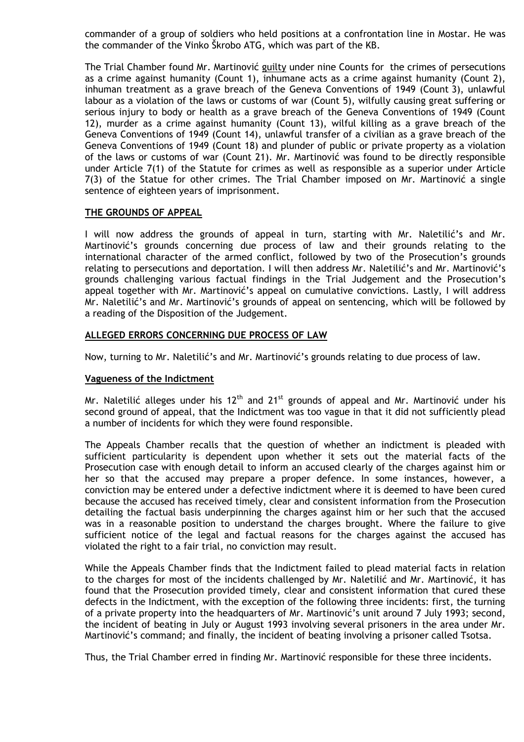commander of a group of soldiers who held positions at a confrontation line in Mostar. He was the commander of the Vinko Škrobo ATG, which was part of the KB.

The Trial Chamber found Mr. Martinović guilty under nine Counts for the crimes of persecutions as a crime against humanity (Count 1), inhumane acts as a crime against humanity (Count 2), inhuman treatment as a grave breach of the Geneva Conventions of 1949 (Count 3), unlawful labour as a violation of the laws or customs of war (Count 5), wilfully causing great suffering or serious injury to body or health as a grave breach of the Geneva Conventions of 1949 (Count 12), murder as a crime against humanity (Count 13), wilful killing as a grave breach of the Geneva Conventions of 1949 (Count 14), unlawful transfer of a civilian as a grave breach of the Geneva Conventions of 1949 (Count 18) and plunder of public or private property as a violation of the laws or customs of war (Count 21). Mr. Martinović was found to be directly responsible under Article 7(1) of the Statute for crimes as well as responsible as a superior under Article 7(3) of the Statue for other crimes. The Trial Chamber imposed on Mr. Martinović a single sentence of eighteen years of imprisonment.

## THE GROUNDS OF APPEAL

I will now address the grounds of appeal in turn, starting with Mr. Naletilić's and Mr. Martinović's grounds concerning due process of law and their grounds relating to the international character of the armed conflict, followed by two of the Prosecution's grounds relating to persecutions and deportation. I will then address Mr. Naletilić's and Mr. Martinović's grounds challenging various factual findings in the Trial Judgement and the Prosecution's appeal together with Mr. Martinović's appeal on cumulative convictions. Lastly, I will address Mr. Naletilić's and Mr. Martinović's grounds of appeal on sentencing, which will be followed by a reading of the Disposition of the Judgement.

## ALLEGED ERRORS CONCERNING DUE PROCESS OF LAW

Now, turning to Mr. Naletilić's and Mr. Martinović's grounds relating to due process of law.

### Vagueness of the Indictment

Mr. Naletilić alleges under his 12th and 21st grounds of appeal and Mr. Martinović under his second ground of appeal, that the Indictment was too vague in that it did not sufficiently plead a number of incidents for which they were found responsible.

The Appeals Chamber recalls that the question of whether an indictment is pleaded with sufficient particularity is dependent upon whether it sets out the material facts of the Prosecution case with enough detail to inform an accused clearly of the charges against him or her so that the accused may prepare a proper defence. In some instances, however, a conviction may be entered under a defective indictment where it is deemed to have been cured because the accused has received timely, clear and consistent information from the Prosecution detailing the factual basis underpinning the charges against him or her such that the accused was in a reasonable position to understand the charges brought. Where the failure to give sufficient notice of the legal and factual reasons for the charges against the accused has violated the right to a fair trial, no conviction may result.

While the Appeals Chamber finds that the Indictment failed to plead material facts in relation to the charges for most of the incidents challenged by Mr. Naletilić and Mr. Martinović, it has found that the Prosecution provided timely, clear and consistent information that cured these defects in the Indictment, with the exception of the following three incidents: first, the turning of a private property into the headquarters of Mr. Martinović's unit around 7 July 1993; second, the incident of beating in July or August 1993 involving several prisoners in the area under Mr. Martinović's command; and finally, the incident of beating involving a prisoner called Tsotsa.

Thus, the Trial Chamber erred in finding Mr. Martinović responsible for these three incidents.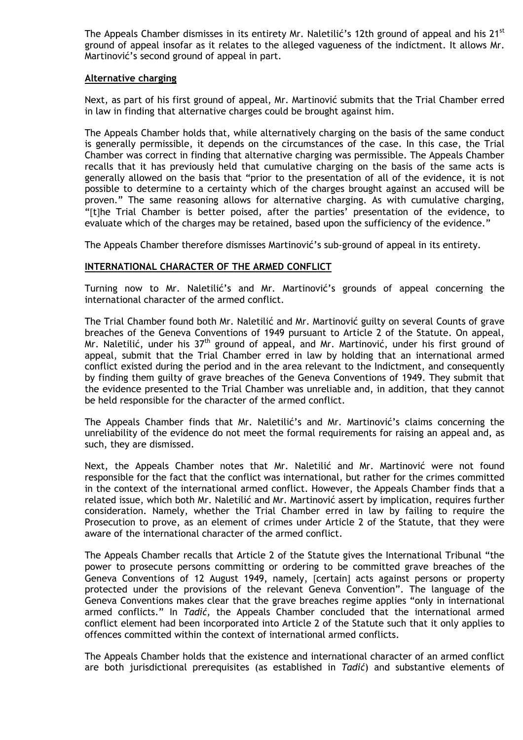The Appeals Chamber dismisses in its entirety Mr. Naletilić's 12th ground of appeal and his 21st ground of appeal insofar as it relates to the alleged vagueness of the indictment. It allows Mr. Martinović's second ground of appeal in part.

**Alternative charging**

Next, as part of his first ground of appeal, Mr. Martinović submits that the Trial Chamber erred in law in finding that alternative charges could be brought against him.

The Appeals Chamber holds that, while alternatively charging on the basis of the same conduct is generally permissible, it depends on the circumstances of the case. In this case, the Trial Chamber was correct in finding that alternative charging was permissible. The Appeals Chamber recalls that it has previously held that cumulative charging on the basis of the same acts is generally allowed on the basis that "prior to the presentation of all of the evidence, it is not possible to determine to a certainty which of the charges brought against an accused will be proven." The same reasoning allows for alternative charging. As with cumulative charging, "[t]he Trial Chamber is better poised, after the parties' presentation of the evidence, to evaluate which of the charges may be retained, based upon the sufficiency of the evidence."

The Appeals Chamber therefore dismisses Martinović's sub-ground of appeal in its entirety.

**INTERNATIONAL CHARACTER OF THE ARMED CONFLICT**

Turning now to Mr. Naletilić's and Mr. Martinović's grounds of appeal concerning the international character of the armed conflict.

The Trial Chamber found both Mr. Naletilić and Mr. Martinović guilty on several Counts of grave breaches of the Geneva Conventions of 1949 pursuant to Article 2 of the Statute. On appeal, Mr. Naletilić, under his 37th ground of appeal, and Mr. Martinović, under his first ground of appeal, submit that the Trial Chamber erred in law by holding that an international armed conflict existed during the period and in the area relevant to the Indictment, and consequently by finding them guilty of grave breaches of the Geneva Conventions of 1949. They submit that the evidence presented to the Trial Chamber was unreliable and, in addition, that they cannot be held responsible for the character of the armed conflict.

The Appeals Chamber finds that Mr. Naletilić's and Mr. Martinović's claims concerning the unreliability of the evidence do not meet the formal requirements for raising an appeal and, as such, they are dismissed.

Next, the Appeals Chamber notes that Mr. Naletilić and Mr. Martinović were not found responsible for the fact that the conflict was international, but rather for the crimes committed in the context of the international armed conflict. However, the Appeals Chamber finds that a related issue, which both Mr. Naletilić and Mr. Martinović assert by implication, requires further consideration. Namely, whether the Trial Chamber erred in law by failing to require the Prosecution to prove, as an element of crimes under Article 2 of the Statute, that they were aware of the international character of the armed conflict.

The Appeals Chamber recalls that Article 2 of the Statute gives the International Tribunal "the power to prosecute persons committing or ordering to be committed grave breaches of the Geneva Conventions of 12 August 1949, namely, [certain] acts against persons or property protected under the provisions of the relevant Geneva Convention". The language of the Geneva Conventions makes clear that the grave breaches regime applies "only in international armed conflicts." In *Tadić*, the Appeals Chamber concluded that the international armed conflict element had been incorporated into Article 2 of the Statute such that it only applies to offences committed within the context of international armed conflicts.

The Appeals Chamber holds that the existence and international character of an armed conflict are both jurisdictional prerequisites (as established in *Tadić*) and substantive elements of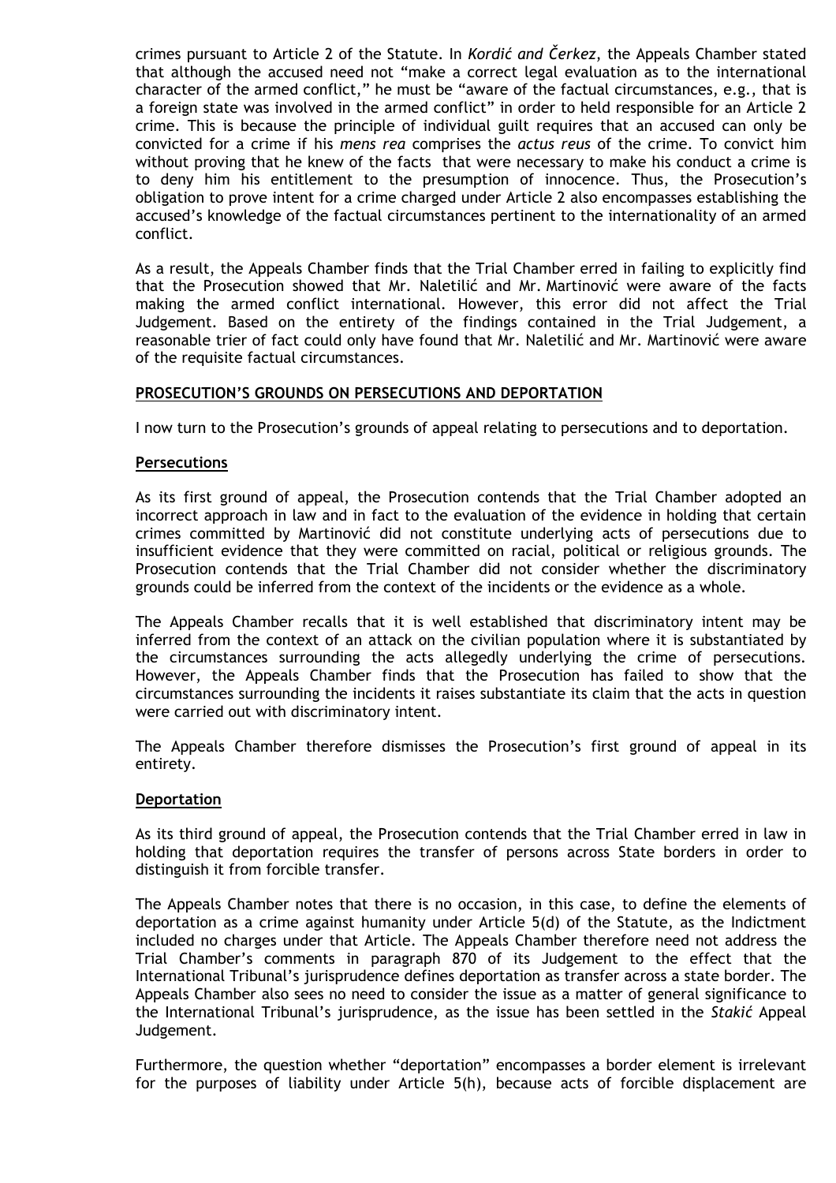crimes pursuant to Article 2 of the Statute. In *Kordić and Čerkez,* the Appeals Chamber stated that although the accused need not "make a correct legal evaluation as to the international character of the armed conflict," he must be "aware of the factual circumstances, e.g., that is a foreign state was involved in the armed conflict" in order to held responsible for an Article 2 crime. This is because the principle of individual guilt requires that an accused can only be convicted for a crime if his *mens rea* comprises the *actus reus* of the crime. To convict him without proving that he knew of the facts that were necessary to make his conduct a crime is to deny him his entitlement to the presumption of innocence. Thus, the Prosecution's obligation to prove intent for a crime charged under Article 2 also encompasses establishing the accused's knowledge of the factual circumstances pertinent to the internationality of an armed conflict.

As a result, the Appeals Chamber finds that the Trial Chamber erred in failing to explicitly find that the Prosecution showed that Mr. Naletilić and Mr. Martinović were aware of the facts making the armed conflict international. However, this error did not affect the Trial Judgement. Based on the entirety of the findings contained in the Trial Judgement, a reasonable trier of fact could only have found that Mr. Naletilić and Mr. Martinović were aware of the requisite factual circumstances.

**PROSECUTION'S GROUNDS ON PERSECUTIONS AND DEPORTATION**

I now turn to the Prosecution's grounds of appeal relating to persecutions and to deportation.

**Persecutions**

As its first ground of appeal, the Prosecution contends that the Trial Chamber adopted an incorrect approach in law and in fact to the evaluation of the evidence in holding that certain crimes committed by Martinović did not constitute underlying acts of persecutions due to insufficient evidence that they were committed on racial, political or religious grounds. The Prosecution contends that the Trial Chamber did not consider whether the discriminatory grounds could be inferred from the context of the incidents or the evidence as a whole.

The Appeals Chamber recalls that it is well established that discriminatory intent may be inferred from the context of an attack on the civilian population where it is substantiated by the circumstances surrounding the acts allegedly underlying the crime of persecutions. However, the Appeals Chamber finds that the Prosecution has failed to show that the circumstances surrounding the incidents it raises substantiate its claim that the acts in question were carried out with discriminatory intent.

The Appeals Chamber therefore dismisses the Prosecution's first ground of appeal in its entirety.

**Deportation**

As its third ground of appeal, the Prosecution contends that the Trial Chamber erred in law in holding that deportation requires the transfer of persons across State borders in order to distinguish it from forcible transfer.

The Appeals Chamber notes that there is no occasion, in this case, to define the elements of deportation as a crime against humanity under Article 5(d) of the Statute, as the Indictment included no charges under that Article. The Appeals Chamber therefore need not address the Trial Chamber's comments in paragraph 870 of its Judgement to the effect that the International Tribunal's jurisprudence defines deportation as transfer across a state border. The Appeals Chamber also sees no need to consider the issue as a matter of general significance to the International Tribunal's jurisprudence, as the issue has been settled in the *Stakić* Appeal Judgement.

Furthermore, the question whether "deportation" encompasses a border element is irrelevant for the purposes of liability under Article 5(h), because acts of forcible displacement are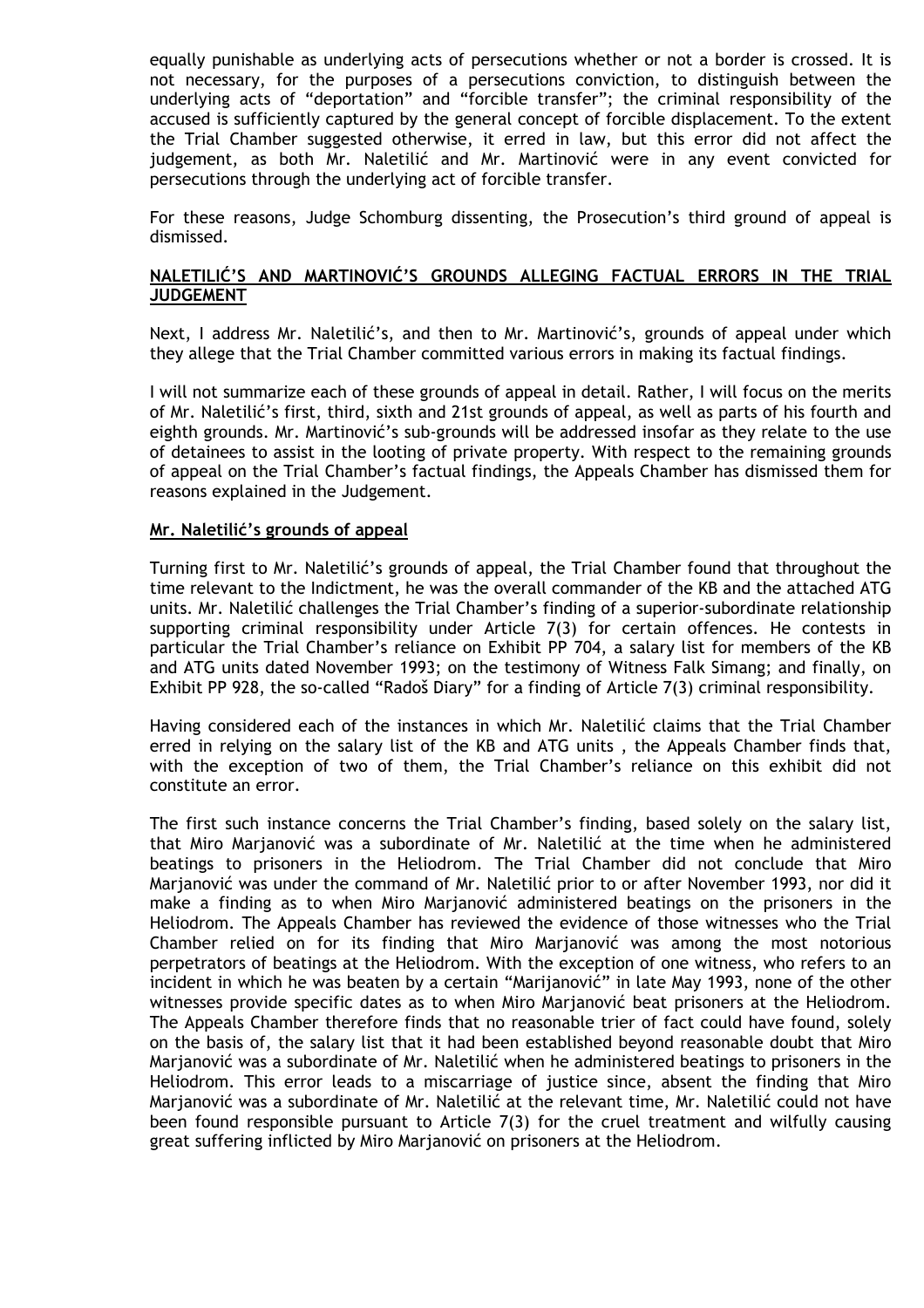equally punishable as underlying acts of persecutions whether or not a border is crossed. It is not necessary, for the purposes of a persecutions conviction, to distinguish between the underlying acts of "deportation" and "forcible transfer"; the criminal responsibility of the accused is sufficiently captured by the general concept of forcible displacement. To the extent the Trial Chamber suggested otherwise, it erred in law, but this error did not affect the judgement, as both Mr. Naletilić and Mr. Martinović were in any event convicted for persecutions through the underlying act of forcible transfer.

For these reasons, Judge Schomburg dissenting, the Prosecution's third ground of appeal is dismissed.

**NALETILIĆ'S AND MARTINOVIĆ'S GROUNDS ALLEGING FACTUAL ERRORS IN THE TRIAL JUDGEMENT**

Next, I address Mr. Naletilić's, and then to Mr. Martinović's, grounds of appeal under which they allege that the Trial Chamber committed various errors in making its factual findings.

I will not summarize each of these grounds of appeal in detail. Rather, I will focus on the merits of Mr. Naletilić's first, third, sixth and 21st grounds of appeal, as well as parts of his fourth and eighth grounds. Mr. Martinović's sub-grounds will be addressed insofar as they relate to the use of detainees to assist in the looting of private property. With respect to the remaining grounds of appeal on the Trial Chamber's factual findings, the Appeals Chamber has dismissed them for reasons explained in the Judgement.

**Mr. Naletilić's grounds of appeal**

Turning first to Mr. Naletilić's grounds of appeal, the Trial Chamber found that throughout the time relevant to the Indictment, he was the overall commander of the KB and the attached ATG units. Mr. Naletilić challenges the Trial Chamber's finding of a superior-subordinate relationship supporting criminal responsibility under Article 7(3) for certain offences. He contests in particular the Trial Chamber's reliance on Exhibit PP 704, a salary list for members of the KB and ATG units dated November 1993; on the testimony of Witness Falk Simang; and finally, on Exhibit PP 928, the so-called "Radoš Diary" for a finding of Article 7(3) criminal responsibility.

Having considered each of the instances in which Mr. Naletilić claims that the Trial Chamber erred in relying on the salary list of the KB and ATG units , the Appeals Chamber finds that, with the exception of two of them, the Trial Chamber's reliance on this exhibit did not constitute an error.

The first such instance concerns the Trial Chamber's finding, based solely on the salary list, that Miro Marjanović was a subordinate of Mr. Naletilić at the time when he administered beatings to prisoners in the Heliodrom. The Trial Chamber did not conclude that Miro Marjanović was under the command of Mr. Naletilić prior to or after November 1993, nor did it make a finding as to when Miro Marjanović administered beatings on the prisoners in the Heliodrom. The Appeals Chamber has reviewed the evidence of those witnesses who the Trial Chamber relied on for its finding that Miro Marjanović was among the most notorious perpetrators of beatings at the Heliodrom. With the exception of one witness, who refers to an incident in which he was beaten by a certain "Marijanović" in late May 1993, none of the other witnesses provide specific dates as to when Miro Marjanović beat prisoners at the Heliodrom. The Appeals Chamber therefore finds that no reasonable trier of fact could have found, solely on the basis of, the salary list that it had been established beyond reasonable doubt that Miro Marjanović was a subordinate of Mr. Naletilić when he administered beatings to prisoners in the Heliodrom. This error leads to a miscarriage of justice since, absent the finding that Miro Marjanović was a subordinate of Mr. Naletilić at the relevant time, Mr. Naletilić could not have been found responsible pursuant to Article 7(3) for the cruel treatment and wilfully causing great suffering inflicted by Miro Marjanović on prisoners at the Heliodrom.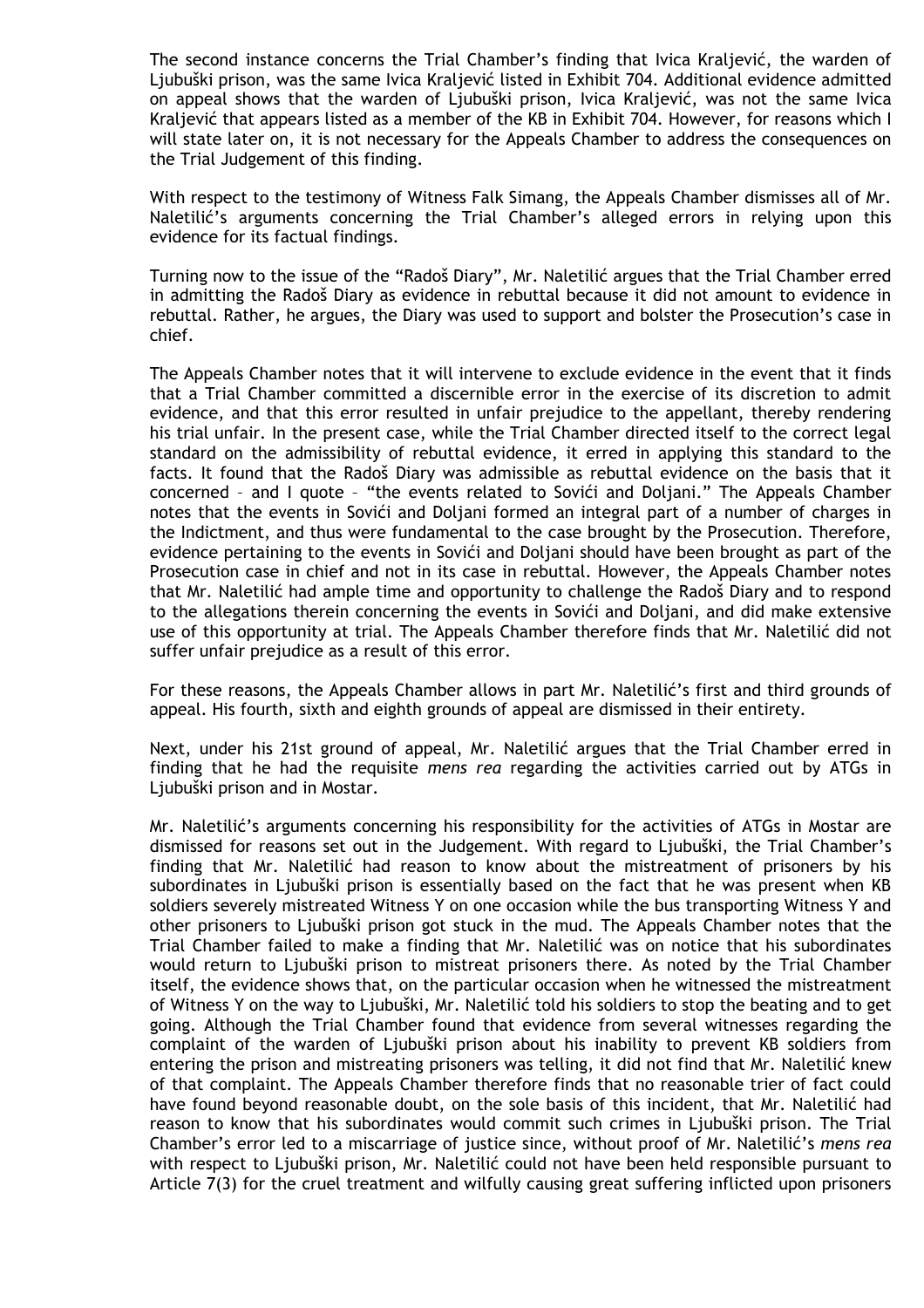The second instance concerns the Trial Chamber's finding that Ivica Kraljević, the warden of Ljubuški prison, was the same Ivica Kraljević listed in Exhibit 704. Additional evidence admitted on appeal shows that the warden of Ljubuški prison, Ivica Kraljević, was not the same Ivica Kraljević that appears listed as a member of the KB in Exhibit 704. However, for reasons which I will state later on, it is not necessary for the Appeals Chamber to address the consequences on the Trial Judgement of this finding.

With respect to the testimony of Witness Falk Simang, the Appeals Chamber dismisses all of Mr. Naletilić's arguments concerning the Trial Chamber's alleged errors in relying upon this evidence for its factual findings.

Turning now to the issue of the "Radoš Diary", Mr. Naletilić argues that the Trial Chamber erred in admitting the Radoš Diary as evidence in rebuttal because it did not amount to evidence in rebuttal. Rather, he argues, the Diary was used to support and bolster the Prosecution's case in chief.

The Appeals Chamber notes that it will intervene to exclude evidence in the event that it finds that a Trial Chamber committed a discernible error in the exercise of its discretion to admit evidence, and that this error resulted in unfair prejudice to the appellant, thereby rendering his trial unfair. In the present case, while the Trial Chamber directed itself to the correct legal standard on the admissibility of rebuttal evidence, it erred in applying this standard to the facts. It found that the Radoš Diary was admissible as rebuttal evidence on the basis that it concerned – and I quote – "the events related to Sovići and Doljani." The Appeals Chamber notes that the events in Sovići and Doljani formed an integral part of a number of charges in the Indictment, and thus were fundamental to the case brought by the Prosecution. Therefore, evidence pertaining to the events in Sovići and Doljani should have been brought as part of the Prosecution case in chief and not in its case in rebuttal. However, the Appeals Chamber notes that Mr. Naletilić had ample time and opportunity to challenge the Radoš Diary and to respond to the allegations therein concerning the events in Sovići and Doljani, and did make extensive use of this opportunity at trial. The Appeals Chamber therefore finds that Mr. Naletilić did not suffer unfair prejudice as a result of this error.

For these reasons, the Appeals Chamber allows in part Mr. Naletilić's first and third grounds of appeal. His fourth, sixth and eighth grounds of appeal are dismissed in their entirety.

Next, under his 21st ground of appeal, Mr. Naletilić argues that the Trial Chamber erred in finding that he had the requisite *mens rea* regarding the activities carried out by ATGs in Ljubuški prison and in Mostar.

Mr. Naletilić's arguments concerning his responsibility for the activities of ATGs in Mostar are dismissed for reasons set out in the Judgement. With regard to Ljubuški, the Trial Chamber's finding that Mr. Naletilić had reason to know about the mistreatment of prisoners by his subordinates in Ljubuški prison is essentially based on the fact that he was present when KB soldiers severely mistreated Witness Y on one occasion while the bus transporting Witness Y and other prisoners to Ljubuški prison got stuck in the mud. The Appeals Chamber notes that the Trial Chamber failed to make a finding that Mr. Naletilić was on notice that his subordinates would return to Ljubuški prison to mistreat prisoners there. As noted by the Trial Chamber itself, the evidence shows that, on the particular occasion when he witnessed the mistreatment of Witness Y on the way to Ljubuški, Mr. Naletilić told his soldiers to stop the beating and to get going. Although the Trial Chamber found that evidence from several witnesses regarding the complaint of the warden of Ljubuški prison about his inability to prevent KB soldiers from entering the prison and mistreating prisoners was telling, it did not find that Mr. Naletilić knew of that complaint. The Appeals Chamber therefore finds that no reasonable trier of fact could have found beyond reasonable doubt, on the sole basis of this incident, that Mr. Naletilić had reason to know that his subordinates would commit such crimes in Ljubuški prison. The Trial Chamber's error led to a miscarriage of justice since, without proof of Mr. Naletilić's *mens rea* with respect to Ljubuški prison, Mr. Naletilić could not have been held responsible pursuant to Article 7(3) for the cruel treatment and wilfully causing great suffering inflicted upon prisoners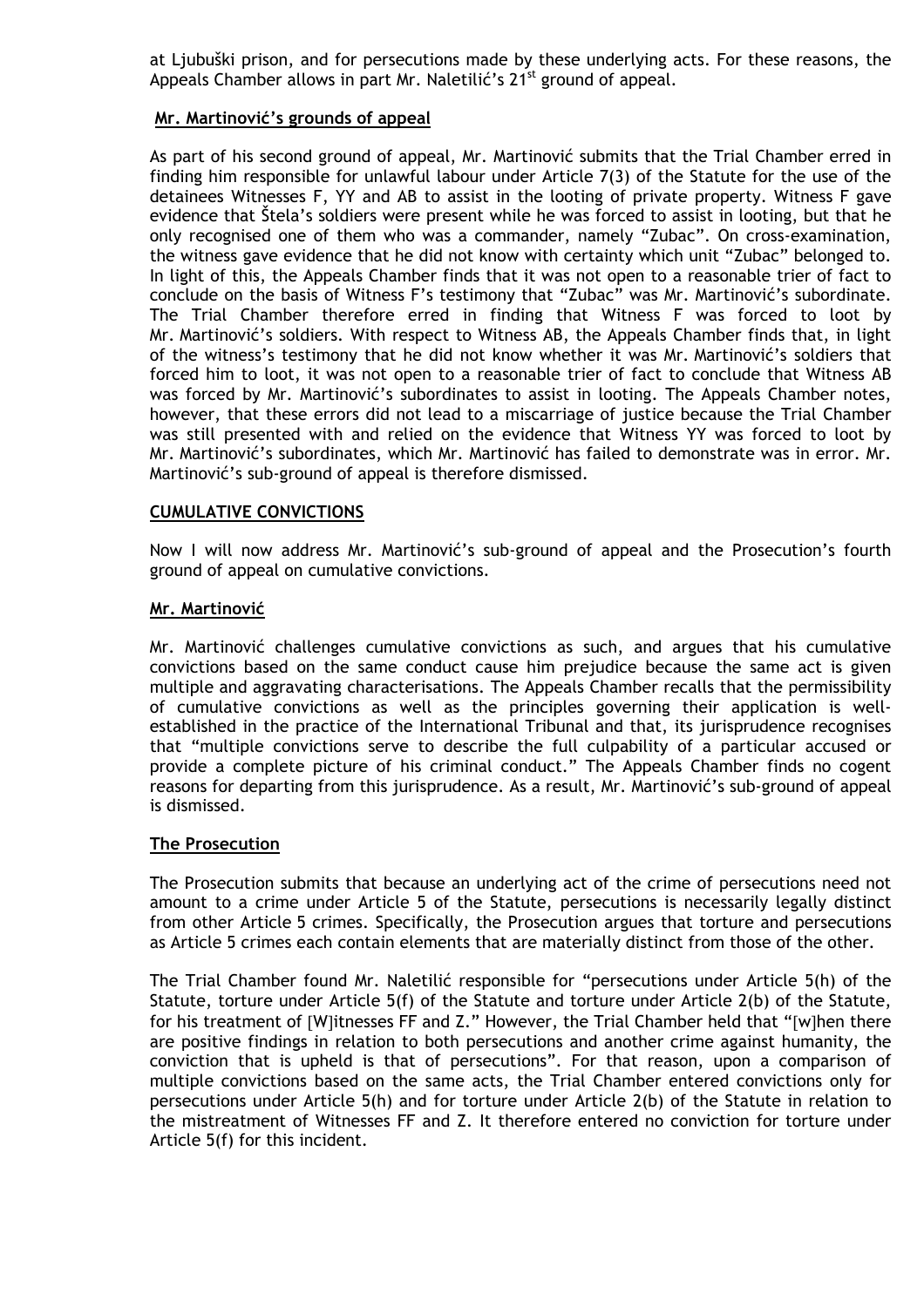at Ljubuški prison, and for persecutions made by these underlying acts. For these reasons, the Appeals Chamber allows in part Mr. Naletilić's 21st ground of appeal.

**Mr. Martinović's grounds of appeal**

As part of his second ground of appeal, Mr. Martinović submits that the Trial Chamber erred in finding him responsible for unlawful labour under Article 7(3) of the Statute for the use of the detainees Witnesses F, YY and AB to assist in the looting of private property. Witness F gave evidence that Štela's soldiers were present while he was forced to assist in looting, but that he only recognised one of them who was a commander, namely "Zubac". On cross-examination, the witness gave evidence that he did not know with certainty which unit "Zubac" belonged to. In light of this, the Appeals Chamber finds that it was not open to a reasonable trier of fact to conclude on the basis of Witness F's testimony that "Zubac" was Mr. Martinović's subordinate. The Trial Chamber therefore erred in finding that Witness F was forced to loot by Mr. Martinović's soldiers. With respect to Witness AB, the Appeals Chamber finds that, in light of the witness's testimony that he did not know whether it was Mr. Martinović's soldiers that forced him to loot, it was not open to a reasonable trier of fact to conclude that Witness AB was forced by Mr. Martinović's subordinates to assist in looting. The Appeals Chamber notes, however, that these errors did not lead to a miscarriage of justice because the Trial Chamber was still presented with and relied on the evidence that Witness YY was forced to loot by Mr. Martinović's subordinates, which Mr. Martinović has failed to demonstrate was in error. Mr. Martinović's sub-ground of appeal is therefore dismissed.

**CUMULATIVE CONVICTIONS**

Now I will now address Mr. Martinović's sub-ground of appeal and the Prosecution's fourth ground of appeal on cumulative convictions.

**Mr. Martinović**

Mr. Martinović challenges cumulative convictions as such, and argues that his cumulative convictions based on the same conduct cause him prejudice because the same act is given multiple and aggravating characterisations. The Appeals Chamber recalls that the permissibility of cumulative convictions as well as the principles governing their application is well-established in the practice of the International Tribunal and that, its jurisprudence recognises that "multiple convictions serve to describe the full culpability of a particular accused or provide a complete picture of his criminal conduct." The Appeals Chamber finds no cogent reasons for departing from this jurisprudence. As a result, Mr. Martinović's sub-ground of appeal is dismissed.

**The Prosecution**

The Prosecution submits that because an underlying act of the crime of persecutions need not amount to a crime under Article 5 of the Statute, persecutions is necessarily legally distinct from other Article 5 crimes. Specifically, the Prosecution argues that torture and persecutions as Article 5 crimes each contain elements that are materially distinct from those of the other.

The Trial Chamber found Mr. Naletilić responsible for "persecutions under Article 5(h) of the Statute, torture under Article 5(f) of the Statute and torture under Article 2(b) of the Statute, for his treatment of [W]itnesses FF and Z." However, the Trial Chamber held that "[w]hen there are positive findings in relation to both persecutions and another crime against humanity, the conviction that is upheld is that of persecutions". For that reason, upon a comparison of multiple convictions based on the same acts, the Trial Chamber entered convictions only for persecutions under Article 5(h) and for torture under Article 2(b) of the Statute in relation to the mistreatment of Witnesses FF and Z. It therefore entered no conviction for torture under Article 5(f) for this incident.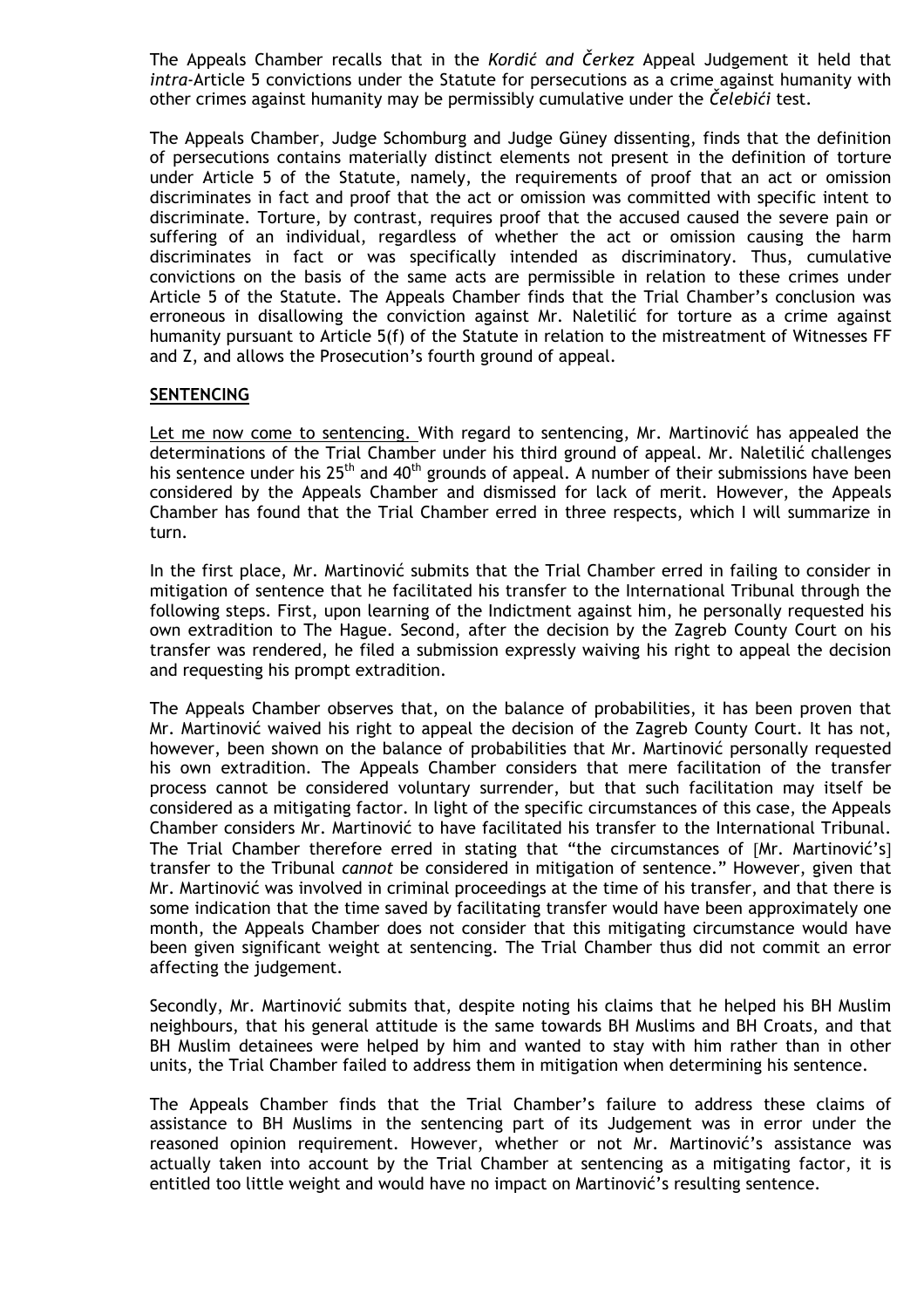The Appeals Chamber recalls that in the *Kordić and Čerkez* Appeal Judgement it held that *intra*-Article 5 convictions under the Statute for persecutions as a crime against humanity with other crimes against humanity may be permissibly cumulative under the *Čelebići* test.

The Appeals Chamber, Judge Schomburg and Judge Güney dissenting, finds that the definition of persecutions contains materially distinct elements not present in the definition of torture under Article 5 of the Statute, namely, the requirements of proof that an act or omission discriminates in fact and proof that the act or omission was committed with specific intent to discriminate. Torture, by contrast, requires proof that the accused caused the severe pain or suffering of an individual, regardless of whether the act or omission causing the harm discriminates in fact or was specifically intended as discriminatory. Thus, cumulative convictions on the basis of the same acts are permissible in relation to these crimes under Article 5 of the Statute. The Appeals Chamber finds that the Trial Chamber's conclusion was erroneous in disallowing the conviction against Mr. Naletilić for torture as a crime against humanity pursuant to Article 5(f) of the Statute in relation to the mistreatment of Witnesses FF and Z, and allows the Prosecution's fourth ground of appeal.

## SENTENCING

Let me now come to sentencing. With regard to sentencing, Mr. Martinović has appealed the determinations of the Trial Chamber under his third ground of appeal. Mr. Naletilić challenges his sentence under his 25th and 40th grounds of appeal. A number of their submissions have been considered by the Appeals Chamber and dismissed for lack of merit. However, the Appeals Chamber has found that the Trial Chamber erred in three respects, which I will summarize in turn.

In the first place, Mr. Martinović submits that the Trial Chamber erred in failing to consider in mitigation of sentence that he facilitated his transfer to the International Tribunal through the following steps. First, upon learning of the Indictment against him, he personally requested his own extradition to The Hague. Second, after the decision by the Zagreb County Court on his transfer was rendered, he filed a submission expressly waiving his right to appeal the decision and requesting his prompt extradition.

The Appeals Chamber observes that, on the balance of probabilities, it has been proven that Mr. Martinović waived his right to appeal the decision of the Zagreb County Court. It has not, however, been shown on the balance of probabilities that Mr. Martinović personally requested his own extradition. The Appeals Chamber considers that mere facilitation of the transfer process cannot be considered voluntary surrender, but that such facilitation may itself be considered as a mitigating factor. In light of the specific circumstances of this case, the Appeals Chamber considers Mr. Martinović to have facilitated his transfer to the International Tribunal. The Trial Chamber therefore erred in stating that "the circumstances of [Mr. Martinović's] transfer to the Tribunal *cannot* be considered in mitigation of sentence." However, given that Mr. Martinović was involved in criminal proceedings at the time of his transfer, and that there is some indication that the time saved by facilitating transfer would have been approximately one month, the Appeals Chamber does not consider that this mitigating circumstance would have been given significant weight at sentencing. The Trial Chamber thus did not commit an error affecting the judgement.

Secondly, Mr. Martinović submits that, despite noting his claims that he helped his BH Muslim neighbours, that his general attitude is the same towards BH Muslims and BH Croats, and that BH Muslim detainees were helped by him and wanted to stay with him rather than in other units, the Trial Chamber failed to address them in mitigation when determining his sentence.

The Appeals Chamber finds that the Trial Chamber's failure to address these claims of assistance to BH Muslims in the sentencing part of its Judgement was in error under the reasoned opinion requirement. However, whether or not Mr. Martinović's assistance was actually taken into account by the Trial Chamber at sentencing as a mitigating factor, it is entitled too little weight and would have no impact on Martinović's resulting sentence.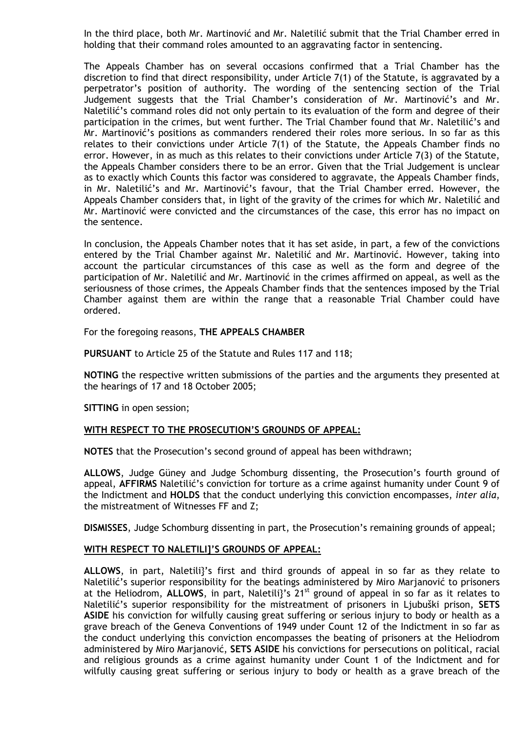In the third place, both Mr. Martinović and Mr. Naletilić submit that the Trial Chamber erred in holding that their command roles amounted to an aggravating factor in sentencing.

The Appeals Chamber has on several occasions confirmed that a Trial Chamber has the discretion to find that direct responsibility, under Article 7(1) of the Statute, is aggravated by a perpetrator's position of authority. The wording of the sentencing section of the Trial Judgement suggests that the Trial Chamber's consideration of Mr. Martinović's and Mr. Naletilić's command roles did not only pertain to its evaluation of the form and degree of their participation in the crimes, but went further. The Trial Chamber found that Mr. Naletilić's and Mr. Martinović's positions as commanders rendered their roles more serious. In so far as this relates to their convictions under Article 7(1) of the Statute, the Appeals Chamber finds no error. However, in as much as this relates to their convictions under Article 7(3) of the Statute, the Appeals Chamber considers there to be an error. Given that the Trial Judgement is unclear as to exactly which Counts this factor was considered to aggravate, the Appeals Chamber finds, in Mr. Naletilić's and Mr. Martinović's favour, that the Trial Chamber erred. However, the Appeals Chamber considers that, in light of the gravity of the crimes for which Mr. Naletilić and Mr. Martinović were convicted and the circumstances of the case, this error has no impact on the sentence.

In conclusion, the Appeals Chamber notes that it has set aside, in part, a few of the convictions entered by the Trial Chamber against Mr. Naletilić and Mr. Martinović. However, taking into account the particular circumstances of this case as well as the form and degree of the participation of Mr. Naletilić and Mr. Martinović in the crimes affirmed on appeal, as well as the seriousness of those crimes, the Appeals Chamber finds that the sentences imposed by the Trial Chamber against them are within the range that a reasonable Trial Chamber could have ordered.

For the foregoing reasons, **THE APPEALS CHAMBER**

**PURSUANT** to Article 25 of the Statute and Rules 117 and 118;

**NOTING** the respective written submissions of the parties and the arguments they presented at the hearings of 17 and 18 October 2005;

**SITTING** in open session;

**WITH RESPECT TO THE PROSECUTION'S GROUNDS OF APPEAL:**

**NOTES** that the Prosecution's second ground of appeal has been withdrawn;

**ALLOWS**, Judge Güney and Judge Schomburg dissenting, the Prosecution's fourth ground of appeal, **AFFIRMS** Naletilić's conviction for torture as a crime against humanity under Count 9 of the Indictment and **HOLDS** that the conduct underlying this conviction encompasses, *inter alia*, the mistreatment of Witnesses FF and Z;

**DISMISSES**, Judge Schomburg dissenting in part, the Prosecution's remaining grounds of appeal;

**WITH RESPECT TO NALETILI]'S GROUNDS OF APPEAL:**

**ALLOWS**, in part, Naletili}'s first and third grounds of appeal in so far as they relate to Naletilić's superior responsibility for the beatings administered by Miro Marjanović to prisoners at the Heliodrom, **ALLOWS**, in part, Naletili}'s 21st ground of appeal in so far as it relates to Naletilić's superior responsibility for the mistreatment of prisoners in Ljubuški prison, **SETS ASIDE** his conviction for wilfully causing great suffering or serious injury to body or health as a grave breach of the Geneva Conventions of 1949 under Count 12 of the Indictment in so far as the conduct underlying this conviction encompasses the beating of prisoners at the Heliodrom administered by Miro Marjanović, **SETS ASIDE** his convictions for persecutions on political, racial and religious grounds as a crime against humanity under Count 1 of the Indictment and for wilfully causing great suffering or serious injury to body or health as a grave breach of the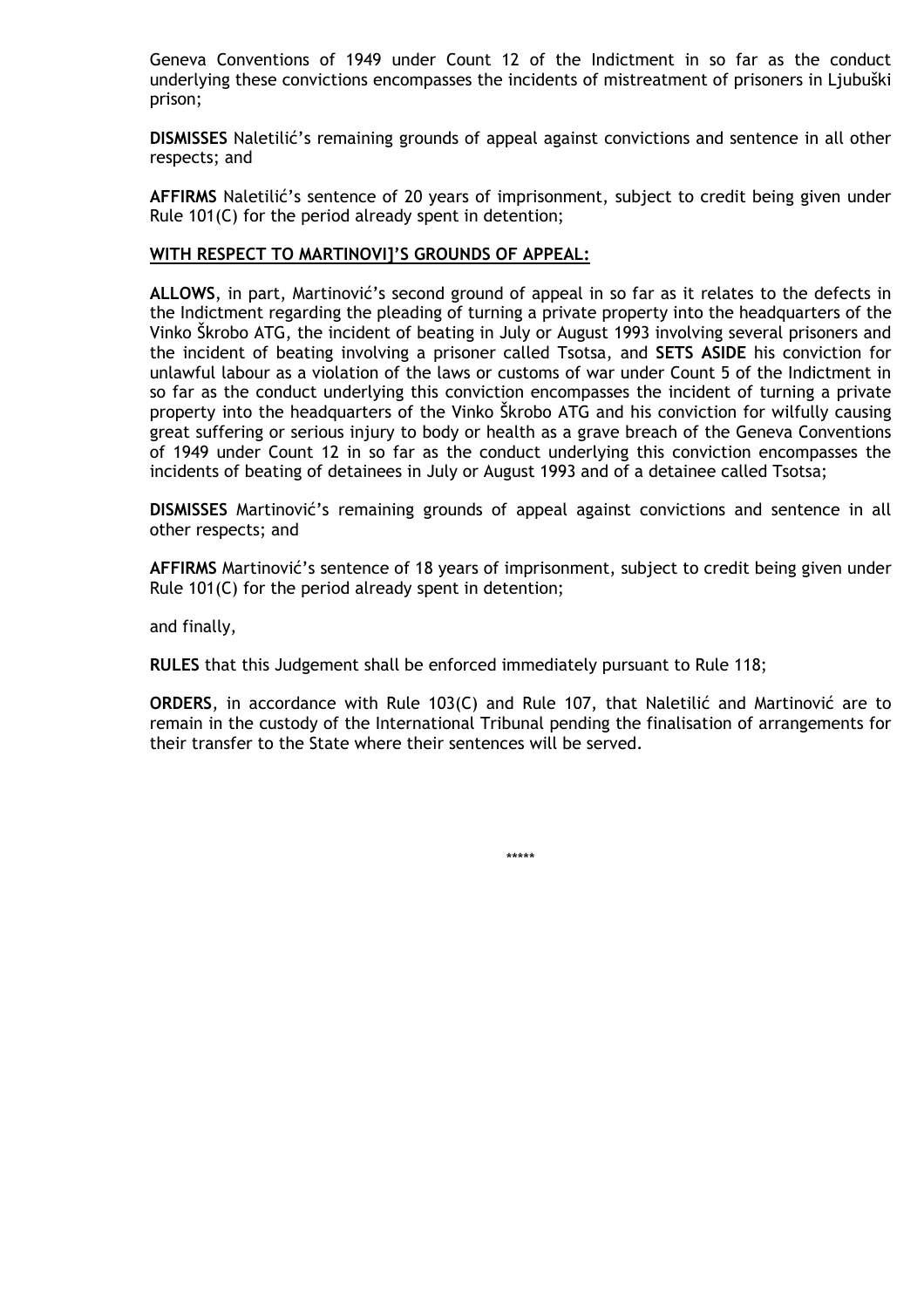Geneva Conventions of 1949 under Count 12 of the Indictment in so far as the conduct underlying these convictions encompasses the incidents of mistreatment of prisoners in Ljubuški prison;

**DISMISSES** Naletilić's remaining grounds of appeal against convictions and sentence in all other respects; and

**AFFIRMS** Naletilić's sentence of 20 years of imprisonment, subject to credit being given under Rule 101(C) for the period already spent in detention;

**WITH RESPECT TO MARTINOVI]'S GROUNDS OF APPEAL:**

**ALLOWS**, in part, Martinović's second ground of appeal in so far as it relates to the defects in the Indictment regarding the pleading of turning a private property into the headquarters of the Vinko Škrobo ATG, the incident of beating in July or August 1993 involving several prisoners and the incident of beating involving a prisoner called Tsotsa, and **SETS ASIDE** his conviction for unlawful labour as a violation of the laws or customs of war under Count 5 of the Indictment in so far as the conduct underlying this conviction encompasses the incident of turning a private property into the headquarters of the Vinko Škrobo ATG and his conviction for wilfully causing great suffering or serious injury to body or health as a grave breach of the Geneva Conventions of 1949 under Count 12 in so far as the conduct underlying this conviction encompasses the incidents of beating of detainees in July or August 1993 and of a detainee called Tsotsa;

**DISMISSES** Martinović's remaining grounds of appeal against convictions and sentence in all other respects; and

**AFFIRMS** Martinović's sentence of 18 years of imprisonment, subject to credit being given under Rule 101(C) for the period already spent in detention;

and finally,

**RULES** that this Judgement shall be enforced immediately pursuant to Rule 118;

**ORDERS**, in accordance with Rule 103(C) and Rule 107, that Naletilić and Martinović are to remain in the custody of the International Tribunal pending the finalisation of arrangements for their transfer to the State where their sentences will be served.

*****